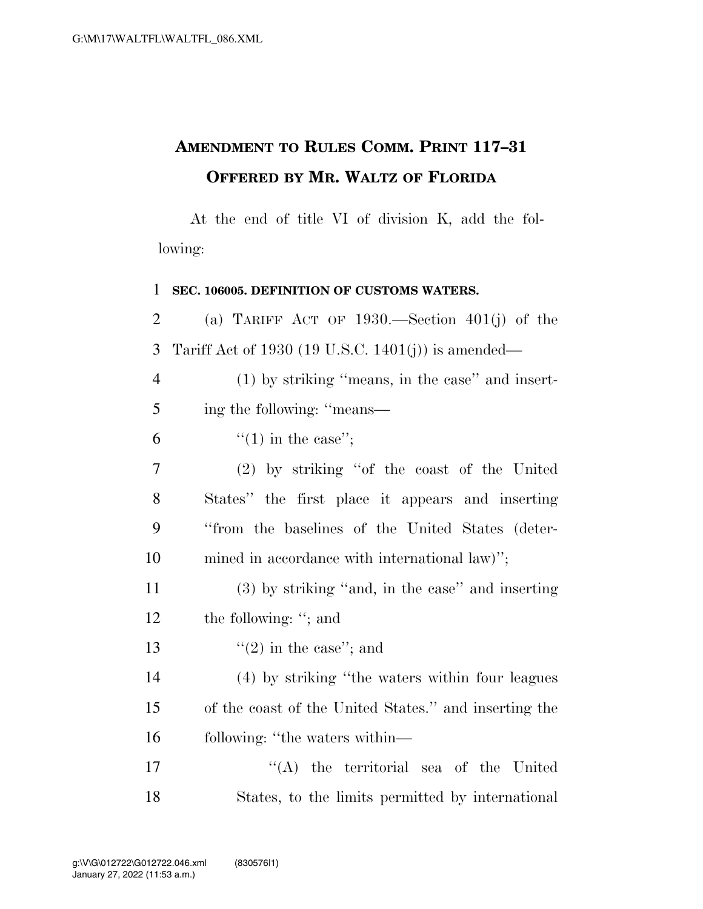# Amendment to Rules Comm. Print 117–31 Offered by Mr. Waltz of Florida

At the end of title VI of division K, add the following:

**SEC. 106005. DEFINITION OF CUSTOMS WATERS.**

(a) Tariff Act of 1930.—Section 401(j) of the Tariff Act of 1930 (19 U.S.C. 1401(j)) is amended—

(1) by striking "means, in the case" and inserting the following: "means—

"(1) in the case";

(2) by striking "of the coast of the United States" the first place it appears and inserting "from the baselines of the United States (determined in accordance with international law)";

(3) by striking "and, in the case" and inserting the following: "; and

"(2) in the case"; and

(4) by striking "the waters within four leagues of the coast of the United States." and inserting the following: "the waters within—

"(A) the territorial sea of the United States, to the limits permitted by international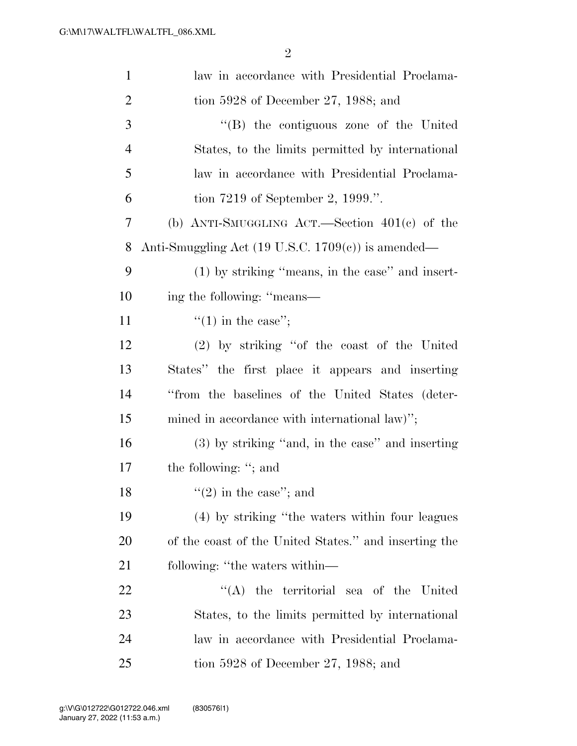law in accordance with Presidential Proclamation 5928 of December 27, 1988; and

"(B) the contiguous zone of the United States, to the limits permitted by international law in accordance with Presidential Proclamation 7219 of September 2, 1999.".

(b) ANTI-SMUGGLING ACT.—Section 401(c) of the Anti-Smuggling Act (19 U.S.C. 1709(c)) is amended—

(1) by striking "means, in the case" and inserting the following: "means—

"(1) in the case";

(2) by striking "of the coast of the United States" the first place it appears and inserting "from the baselines of the United States (determined in accordance with international law)";

(3) by striking "and, in the case" and inserting the following: "; and

"(2) in the case"; and

(4) by striking "the waters within four leagues of the coast of the United States." and inserting the following: "the waters within—

"(A) the territorial sea of the United States, to the limits permitted by international law in accordance with Presidential Proclamation 5928 of December 27, 1988; and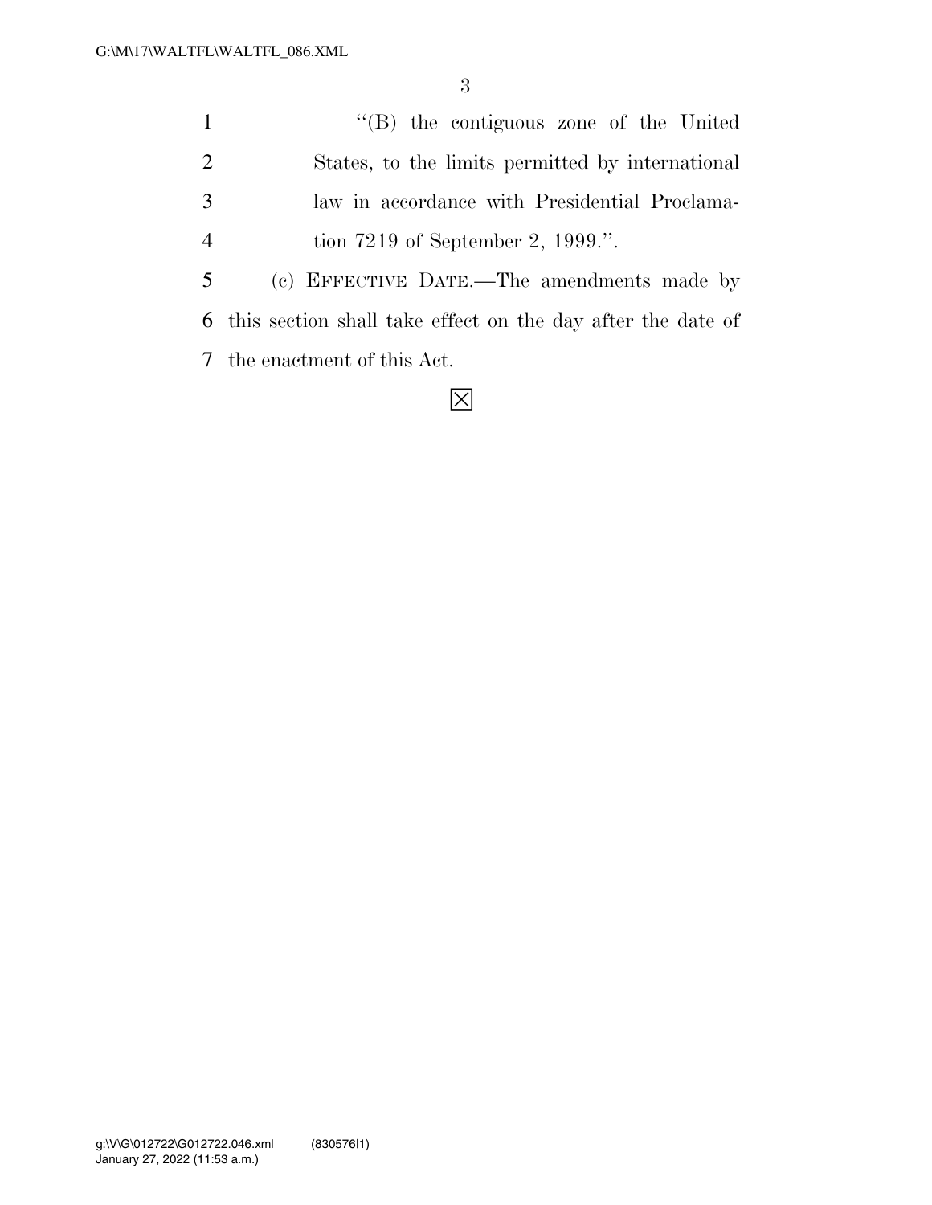"(B) the contiguous zone of the United States, to the limits permitted by international law in accordance with Presidential Proclamation 7219 of September 2, 1999.".

(c) EFFECTIVE DATE.—The amendments made by this section shall take effect on the day after the date of the enactment of this Act.